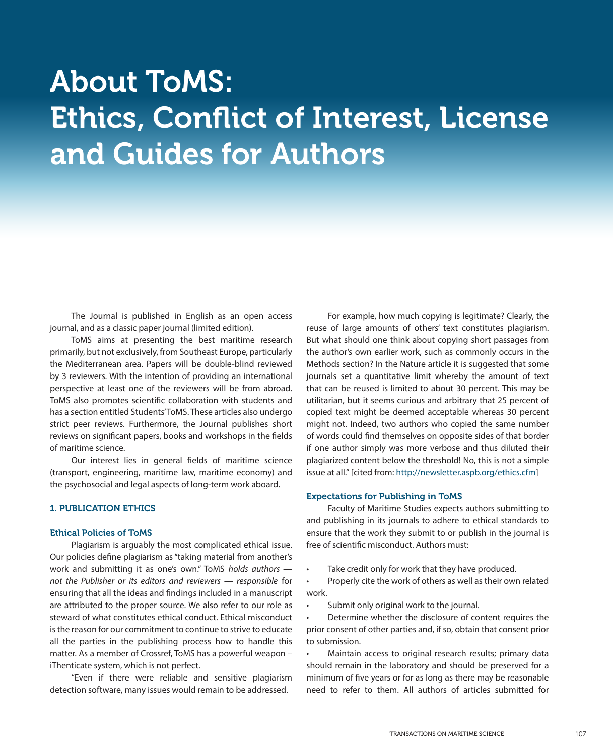# About ToMS: Ethics, Conflict of Interest, License and Guides for Authors

The Journal is published in English as an open access journal, and as a classic paper journal (limited edition).

ToMS aims at presenting the best maritime research primarily, but not exclusively, from Southeast Europe, particularly the Mediterranean area. Papers will be double-blind reviewed by 3 reviewers. With the intention of providing an international perspective at least one of the reviewers will be from abroad. ToMS also promotes scientific collaboration with students and has a section entitled Students' ToMS. These articles also undergo strict peer reviews. Furthermore, the Journal publishes short reviews on significant papers, books and workshops in the fields of maritime science.

Our interest lies in general fields of maritime science (transport, engineering, maritime law, maritime economy) and the psychosocial and legal aspects of long-term work aboard.

## 1. PUBLICATION ETHICS

### Ethical Policies of ToMS

Plagiarism is arguably the most complicated ethical issue. Our policies define plagiarism as "taking material from another's work and submitting it as one's own." ToMS *holds authors — not the Publisher or its editors and reviewers — responsible* for ensuring that all the ideas and findings included in a manuscript are attributed to the proper source. We also refer to our role as steward of what constitutes ethical conduct. Ethical misconduct is the reason for our commitment to continue to strive to educate all the parties in the publishing process how to handle this matter. As a member of Crossref, ToMS has a powerful weapon – iThenticate system, which is not perfect.

"Even if there were reliable and sensitive plagiarism detection software, many issues would remain to be addressed.

For example, how much copying is legitimate? Clearly, the reuse of large amounts of others' text constitutes plagiarism. But what should one think about copying short passages from the author's own earlier work, such as commonly occurs in the Methods section? In the Nature article it is suggested that some journals set a quantitative limit whereby the amount of text that can be reused is limited to about 30 percent. This may be utilitarian, but it seems curious and arbitrary that 25 percent of copied text might be deemed acceptable whereas 30 percent might not. Indeed, two authors who copied the same number of words could find themselves on opposite sides of that border if one author simply was more verbose and thus diluted their plagiarized content below the threshold! No, this is not a simple issue at all." [cited from: http://newsletter.aspb.org/ethics.cfm]

### Expectations for Publishing in ToMS

Faculty of Maritime Studies expects authors submitting to and publishing in its journals to adhere to ethical standards to ensure that the work they submit to or publish in the journal is free of scientific misconduct. Authors must:

- Take credit only for work that they have produced.
- Properly cite the work of others as well as their own related work.
- Submit only original work to the journal.
- Determine whether the disclosure of content requires the prior consent of other parties and, if so, obtain that consent prior to submission.
- Maintain access to original research results; primary data should remain in the laboratory and should be preserved for a minimum of five years or for as long as there may be reasonable need to refer to them. All authors of articles submitted for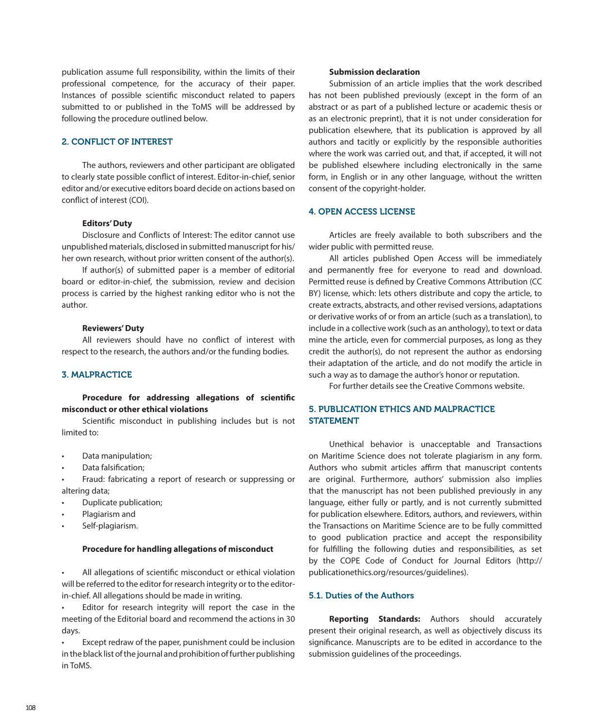publication assume full responsibility, within the limits of their professional competence, for the accuracy of their paper. Instances of possible scientific misconduct related to papers submitted to or published in the ToMS will be addressed by following the procedure outlined below.

## 2. CONFLICT OF INTEREST

The authors, reviewers and other participant are obligated to clearly state possible conflict of interest. Editor-in-chief, senior editor and/or executive editors board decide on actions based on conflict of interest (COI).

**Editors' Duty**

Disclosure and Conflicts of Interest: The editor cannot use unpublished materials, disclosed in submitted manuscript for his/her own research, without prior written consent of the author(s).

If author(s) of submitted paper is a member of editorial board or editor-in-chief, the submission, review and decision process is carried by the highest ranking editor who is not the author.

**Reviewers' Duty**

All reviewers should have no conflict of interest with respect to the research, the authors and/or the funding bodies.

## 3. MALPRACTICE

**Procedure for addressing allegations of scientific misconduct or other ethical violations**

Scientific misconduct in publishing includes but is not limited to:

- Data manipulation;
- Data falsification;
- Fraud: fabricating a report of research or suppressing or altering data;
- Duplicate publication;
- Plagiarism and
- Self-plagiarism.

**Procedure for handling allegations of misconduct**

- All allegations of scientific misconduct or ethical violation will be referred to the editor for research integrity or to the editor-in-chief. All allegations should be made in writing.
- Editor for research integrity will report the case in the meeting of the Editorial board and recommend the actions in 30 days.
- Except redraw of the paper, punishment could be inclusion in the black list of the journal and prohibition of further publishing in ToMS.

**Submission declaration**

Submission of an article implies that the work described has not been published previously (except in the form of an abstract or as part of a published lecture or academic thesis or as an electronic preprint), that it is not under consideration for publication elsewhere, that its publication is approved by all authors and tacitly or explicitly by the responsible authorities where the work was carried out, and that, if accepted, it will not be published elsewhere including electronically in the same form, in English or in any other language, without the written consent of the copyright-holder.

## 4. OPEN ACCESS LICENSE

Articles are freely available to both subscribers and the wider public with permitted reuse.

All articles published Open Access will be immediately and permanently free for everyone to read and download. Permitted reuse is defined by Creative Commons Attribution (CC BY) license, which: lets others distribute and copy the article, to create extracts, abstracts, and other revised versions, adaptations or derivative works of or from an article (such as a translation), to include in a collective work (such as an anthology), to text or data mine the article, even for commercial purposes, as long as they credit the author(s), do not represent the author as endorsing their adaptation of the article, and do not modify the article in such a way as to damage the author's honor or reputation.

For further details see the Creative Commons website.

## 5. PUBLICATION ETHICS AND MALPRACTICE STATEMENT

Unethical behavior is unacceptable and Transactions on Maritime Science does not tolerate plagiarism in any form. Authors who submit articles affirm that manuscript contents are original. Furthermore, authors' submission also implies that the manuscript has not been published previously in any language, either fully or partly, and is not currently submitted for publication elsewhere. Editors, authors, and reviewers, within the Transactions on Maritime Science are to be fully committed to good publication practice and accept the responsibility for fulfilling the following duties and responsibilities, as set by the COPE Code of Conduct for Journal Editors (http://publicationethics.org/resources/guidelines).

### 5.1. Duties of the Authors

**Reporting Standards:** Authors should accurately present their original research, as well as objectively discuss its significance. Manuscripts are to be edited in accordance to the submission guidelines of the proceedings.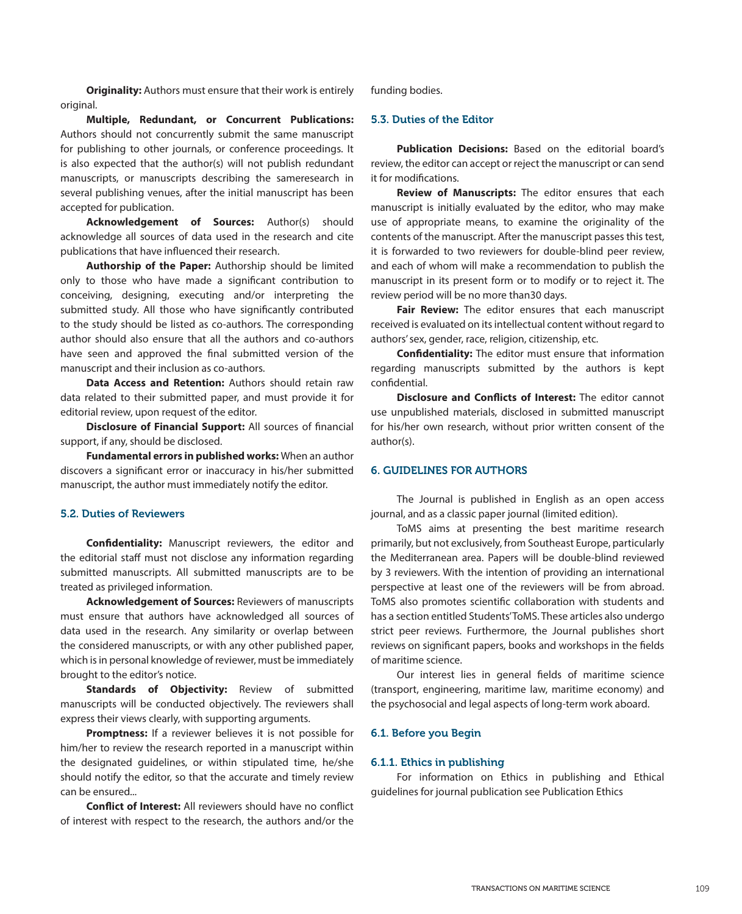**Originality:** Authors must ensure that their work is entirely original.

**Multiple, Redundant, or Concurrent Publications:** Authors should not concurrently submit the same manuscript for publishing to other journals, or conference proceedings. It is also expected that the author(s) will not publish redundant manuscripts, or manuscripts describing the sameresearch in several publishing venues, after the initial manuscript has been accepted for publication.

**Acknowledgement of Sources:** Author(s) should acknowledge all sources of data used in the research and cite publications that have influenced their research.

**Authorship of the Paper:** Authorship should be limited only to those who have made a significant contribution to conceiving, designing, executing and/or interpreting the submitted study. All those who have significantly contributed to the study should be listed as co-authors. The corresponding author should also ensure that all the authors and co-authors have seen and approved the final submitted version of the manuscript and their inclusion as co-authors.

**Data Access and Retention:** Authors should retain raw data related to their submitted paper, and must provide it for editorial review, upon request of the editor.

**Disclosure of Financial Support:** All sources of financial support, if any, should be disclosed.

**Fundamental errors in published works:** When an author discovers a significant error or inaccuracy in his/her submitted manuscript, the author must immediately notify the editor.

### 5.2. Duties of Reviewers

**Confidentiality:** Manuscript reviewers, the editor and the editorial staff must not disclose any information regarding submitted manuscripts. All submitted manuscripts are to be treated as privileged information.

**Acknowledgement of Sources:** Reviewers of manuscripts must ensure that authors have acknowledged all sources of data used in the research. Any similarity or overlap between the considered manuscripts, or with any other published paper, which is in personal knowledge of reviewer, must be immediately brought to the editor's notice.

**Standards of Objectivity:** Review of submitted manuscripts will be conducted objectively. The reviewers shall express their views clearly, with supporting arguments.

**Promptness:** If a reviewer believes it is not possible for him/her to review the research reported in a manuscript within the designated guidelines, or within stipulated time, he/she should notify the editor, so that the accurate and timely review can be ensured...

**Conflict of Interest:** All reviewers should have no conflict of interest with respect to the research, the authors and/or the funding bodies.

### 5.3. Duties of the Editor

**Publication Decisions:** Based on the editorial board's review, the editor can accept or reject the manuscript or can send it for modifications.

**Review of Manuscripts:** The editor ensures that each manuscript is initially evaluated by the editor, who may make use of appropriate means, to examine the originality of the contents of the manuscript. After the manuscript passes this test, it is forwarded to two reviewers for double-blind peer review, and each of whom will make a recommendation to publish the manuscript in its present form or to modify or to reject it. The review period will be no more than30 days.

**Fair Review:** The editor ensures that each manuscript received is evaluated on its intellectual content without regard to authors' sex, gender, race, religion, citizenship, etc.

**Confidentiality:** The editor must ensure that information regarding manuscripts submitted by the authors is kept confidential.

**Disclosure and Conflicts of Interest:** The editor cannot use unpublished materials, disclosed in submitted manuscript for his/her own research, without prior written consent of the author(s).

## 6. GUIDELINES FOR AUTHORS

The Journal is published in English as an open access journal, and as a classic paper journal (limited edition).

ToMS aims at presenting the best maritime research primarily, but not exclusively, from Southeast Europe, particularly the Mediterranean area. Papers will be double-blind reviewed by 3 reviewers. With the intention of providing an international perspective at least one of the reviewers will be from abroad. ToMS also promotes scientific collaboration with students and has a section entitled Students' ToMS. These articles also undergo strict peer reviews. Furthermore, the Journal publishes short reviews on significant papers, books and workshops in the fields of maritime science.

Our interest lies in general fields of maritime science (transport, engineering, maritime law, maritime economy) and the psychosocial and legal aspects of long-term work aboard.

### 6.1. Before you Begin

#### 6.1.1. Ethics in publishing

For information on Ethics in publishing and Ethical guidelines for journal publication see Publication Ethics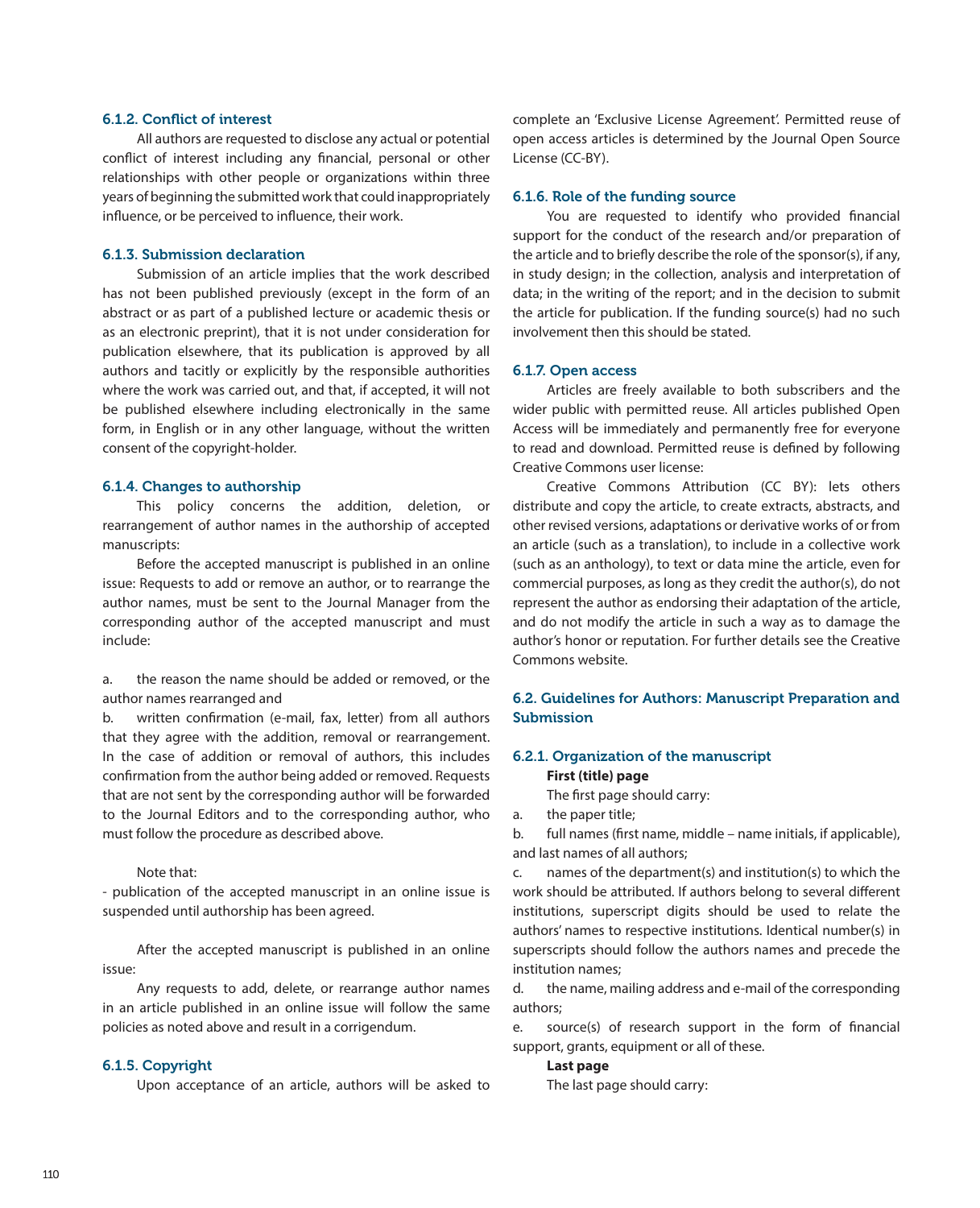### 6.1.2. Conflict of interest

All authors are requested to disclose any actual or potential conflict of interest including any financial, personal or other relationships with other people or organizations within three years of beginning the submitted work that could inappropriately influence, or be perceived to influence, their work.

### 6.1.3. Submission declaration

Submission of an article implies that the work described has not been published previously (except in the form of an abstract or as part of a published lecture or academic thesis or as an electronic preprint), that it is not under consideration for publication elsewhere, that its publication is approved by all authors and tacitly or explicitly by the responsible authorities where the work was carried out, and that, if accepted, it will not be published elsewhere including electronically in the same form, in English or in any other language, without the written consent of the copyright-holder.

### 6.1.4. Changes to authorship

This policy concerns the addition, deletion, or rearrangement of author names in the authorship of accepted manuscripts:

Before the accepted manuscript is published in an online issue: Requests to add or remove an author, or to rearrange the author names, must be sent to the Journal Manager from the corresponding author of the accepted manuscript and must include:

a. the reason the name should be added or removed, or the author names rearranged and

b. written confirmation (e-mail, fax, letter) from all authors that they agree with the addition, removal or rearrangement. In the case of addition or removal of authors, this includes confirmation from the author being added or removed. Requests that are not sent by the corresponding author will be forwarded to the Journal Editors and to the corresponding author, who must follow the procedure as described above.

Note that:

- publication of the accepted manuscript in an online issue is suspended until authorship has been agreed.

After the accepted manuscript is published in an online issue:

Any requests to add, delete, or rearrange author names in an article published in an online issue will follow the same policies as noted above and result in a corrigendum.

### 6.1.5. Copyright

Upon acceptance of an article, authors will be asked to complete an 'Exclusive License Agreement'. Permitted reuse of open access articles is determined by the Journal Open Source License (CC-BY).

### 6.1.6. Role of the funding source

You are requested to identify who provided financial support for the conduct of the research and/or preparation of the article and to briefly describe the role of the sponsor(s), if any, in study design; in the collection, analysis and interpretation of data; in the writing of the report; and in the decision to submit the article for publication. If the funding source(s) had no such involvement then this should be stated.

### 6.1.7. Open access

Articles are freely available to both subscribers and the wider public with permitted reuse. All articles published Open Access will be immediately and permanently free for everyone to read and download. Permitted reuse is defined by following Creative Commons user license:

Creative Commons Attribution (CC BY): lets others distribute and copy the article, to create extracts, abstracts, and other revised versions, adaptations or derivative works of or from an article (such as a translation), to include in a collective work (such as an anthology), to text or data mine the article, even for commercial purposes, as long as they credit the author(s), do not represent the author as endorsing their adaptation of the article, and do not modify the article in such a way as to damage the author's honor or reputation. For further details see the Creative Commons website.

## 6.2. Guidelines for Authors: Manuscript Preparation and Submission

### 6.2.1. Organization of the manuscript

**First (title) page**

The first page should carry:

a. the paper title;

b. full names (first name, middle – name initials, if applicable), and last names of all authors;

c. names of the department(s) and institution(s) to which the work should be attributed. If authors belong to several different institutions, superscript digits should be used to relate the authors' names to respective institutions. Identical number(s) in superscripts should follow the authors names and precede the institution names;

d. the name, mailing address and e-mail of the corresponding authors;

e. source(s) of research support in the form of financial support, grants, equipment or all of these.

**Last page**

The last page should carry: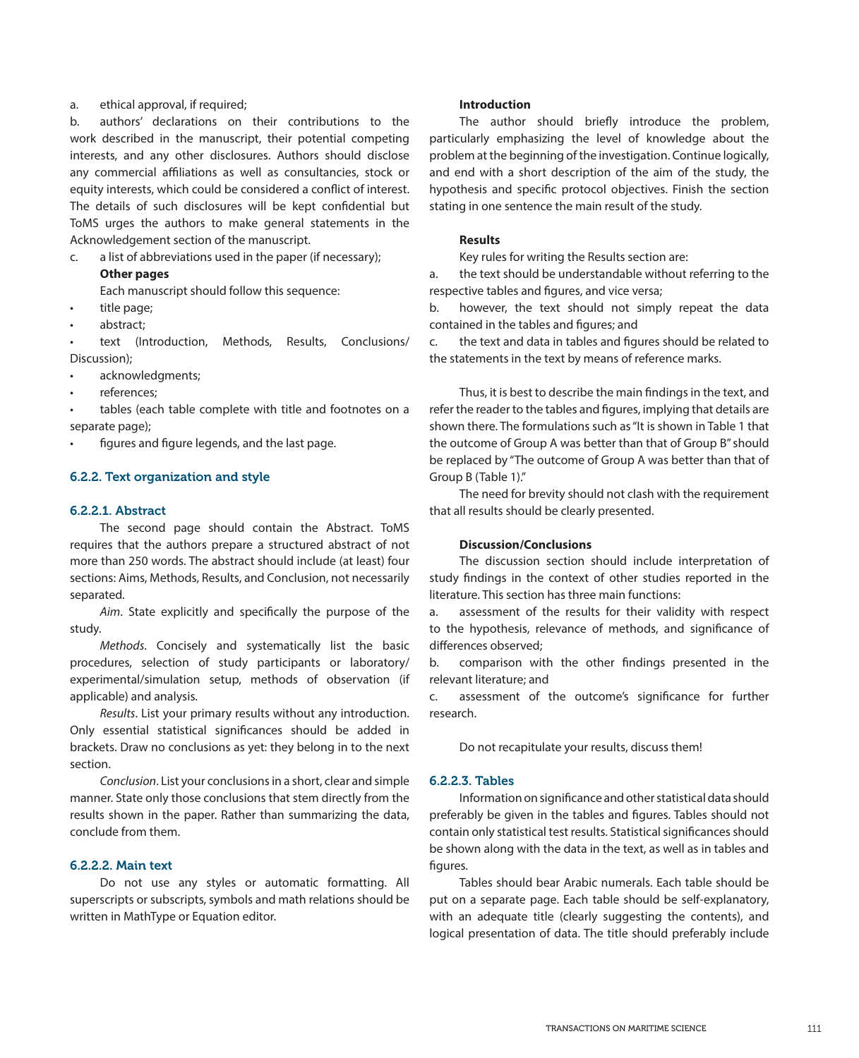a. ethical approval, if required;

b. authors' declarations on their contributions to the work described in the manuscript, their potential competing interests, and any other disclosures. Authors should disclose any commercial affiliations as well as consultancies, stock or equity interests, which could be considered a conflict of interest. The details of such disclosures will be kept confidential but ToMS urges the authors to make general statements in the Acknowledgement section of the manuscript.

c. a list of abbreviations used in the paper (if necessary);

**Other pages**

Each manuscript should follow this sequence:

- title page;
- abstract;
- text (Introduction, Methods, Results, Conclusions/ Discussion);
- acknowledgments;
- references;
- tables (each table complete with title and footnotes on a separate page);
- figures and figure legends, and the last page.

### 6.2.2. Text organization and style

#### 6.2.2.1. Abstract

The second page should contain the Abstract. ToMS requires that the authors prepare a structured abstract of not more than 250 words. The abstract should include (at least) four sections: Aims, Methods, Results, and Conclusion, not necessarily separated.

*Aim*. State explicitly and specifically the purpose of the study.

*Methods*. Concisely and systematically list the basic procedures, selection of study participants or laboratory/ experimental/simulation setup, methods of observation (if applicable) and analysis.

*Results*. List your primary results without any introduction. Only essential statistical significances should be added in brackets. Draw no conclusions as yet: they belong in to the next section.

*Conclusion*. List your conclusions in a short, clear and simple manner. State only those conclusions that stem directly from the results shown in the paper. Rather than summarizing the data, conclude from them.

#### 6.2.2.2. Main text

Do not use any styles or automatic formatting. All superscripts or subscripts, symbols and math relations should be written in MathType or Equation editor.

**Introduction**

The author should briefly introduce the problem, particularly emphasizing the level of knowledge about the problem at the beginning of the investigation. Continue logically, and end with a short description of the aim of the study, the hypothesis and specific protocol objectives. Finish the section stating in one sentence the main result of the study.

**Results**

Key rules for writing the Results section are:

a. the text should be understandable without referring to the respective tables and figures, and vice versa;

b. however, the text should not simply repeat the data contained in the tables and figures; and

c. the text and data in tables and figures should be related to the statements in the text by means of reference marks.

Thus, it is best to describe the main findings in the text, and refer the reader to the tables and figures, implying that details are shown there. The formulations such as "It is shown in Table 1 that the outcome of Group A was better than that of Group B" should be replaced by "The outcome of Group A was better than that of Group B (Table 1)."

The need for brevity should not clash with the requirement that all results should be clearly presented.

**Discussion/Conclusions**

The discussion section should include interpretation of study findings in the context of other studies reported in the literature. This section has three main functions:

a. assessment of the results for their validity with respect to the hypothesis, relevance of methods, and significance of differences observed;

b. comparison with the other findings presented in the relevant literature; and

c. assessment of the outcome's significance for further research.

Do not recapitulate your results, discuss them!

#### 6.2.2.3. Tables

Information on significance and other statistical data should preferably be given in the tables and figures. Tables should not contain only statistical test results. Statistical significances should be shown along with the data in the text, as well as in tables and figures.

Tables should bear Arabic numerals. Each table should be put on a separate page. Each table should be self-explanatory, with an adequate title (clearly suggesting the contents), and logical presentation of data. The title should preferably include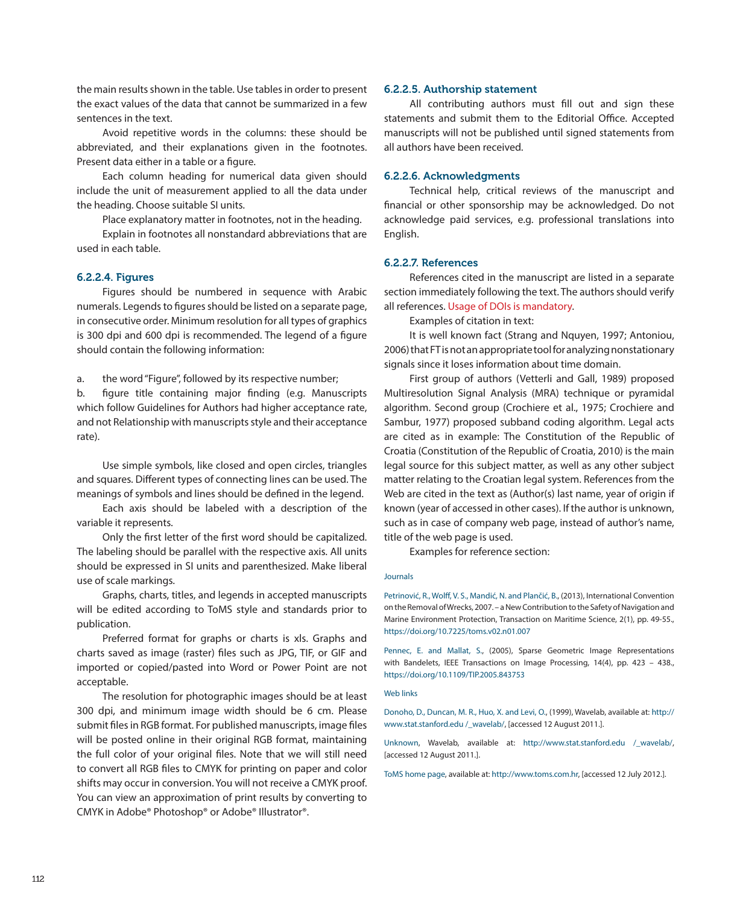the main results shown in the table. Use tables in order to present the exact values of the data that cannot be summarized in a few sentences in the text.

Avoid repetitive words in the columns: these should be abbreviated, and their explanations given in the footnotes. Present data either in a table or a figure.

Each column heading for numerical data given should include the unit of measurement applied to all the data under the heading. Choose suitable SI units.

Place explanatory matter in footnotes, not in the heading.

Explain in footnotes all nonstandard abbreviations that are used in each table.

#### 6.2.2.4. Figures

Figures should be numbered in sequence with Arabic numerals. Legends to figures should be listed on a separate page, in consecutive order. Minimum resolution for all types of graphics is 300 dpi and 600 dpi is recommended. The legend of a figure should contain the following information:

a. the word "Figure", followed by its respective number;

b. figure title containing major finding (e.g. Manuscripts which follow Guidelines for Authors had higher acceptance rate, and not Relationship with manuscripts style and their acceptance rate).

Use simple symbols, like closed and open circles, triangles and squares. Different types of connecting lines can be used. The meanings of symbols and lines should be defined in the legend.

Each axis should be labeled with a description of the variable it represents.

Only the first letter of the first word should be capitalized. The labeling should be parallel with the respective axis. All units should be expressed in SI units and parenthesized. Make liberal use of scale markings.

Graphs, charts, titles, and legends in accepted manuscripts will be edited according to ToMS style and standards prior to publication.

Preferred format for graphs or charts is xls. Graphs and charts saved as image (raster) files such as JPG, TIF, or GIF and imported or copied/pasted into Word or Power Point are not acceptable.

The resolution for photographic images should be at least 300 dpi, and minimum image width should be 6 cm. Please submit files in RGB format. For published manuscripts, image files will be posted online in their original RGB format, maintaining the full color of your original files. Note that we will still need to convert all RGB files to CMYK for printing on paper and color shifts may occur in conversion. You will not receive a CMYK proof. You can view an approximation of print results by converting to CMYK in Adobe® Photoshop® or Adobe® Illustrator®.

#### 6.2.2.5. Authorship statement

All contributing authors must fill out and sign these statements and submit them to the Editorial Office. Accepted manuscripts will not be published until signed statements from all authors have been received.

#### 6.2.2.6. Acknowledgments

Technical help, critical reviews of the manuscript and financial or other sponsorship may be acknowledged. Do not acknowledge paid services, e.g. professional translations into English.

#### 6.2.2.7. References

References cited in the manuscript are listed in a separate section immediately following the text. The authors should verify all references. Usage of DOIs is mandatory.

Examples of citation in text:

It is well known fact (Strang and Nquyen, 1997; Antoniou, 2006) that FT is not an appropriate tool for analyzing nonstationary signals since it loses information about time domain.

First group of authors (Vetterli and Gall, 1989) proposed Multiresolution Signal Analysis (MRA) technique or pyramidal algorithm. Second group (Crochiere et al., 1975; Crochiere and Sambur, 1977) proposed subband coding algorithm. Legal acts are cited as in example: The Constitution of the Republic of Croatia (Constitution of the Republic of Croatia, 2010) is the main legal source for this subject matter, as well as any other subject matter relating to the Croatian legal system. References from the Web are cited in the text as (Author(s) last name, year of origin if known (year of accessed in other cases). If the author is unknown, such as in case of company web page, instead of author's name, title of the web page is used.

Examples for reference section:

Journals

Petrinović, R., Wolff, V. S., Mandić, N. and Plančić, B., (2013), International Convention on the Removal of Wrecks, 2007. – a New Contribution to the Safety of Navigation and Marine Environment Protection, Transaction on Maritime Science, 2(1), pp. 49-55., https://doi.org/10.7225/toms.v02.n01.007

Pennec, E. and Mallat, S., (2005), Sparse Geometric Image Representations with Bandelets, IEEE Transactions on Image Processing, 14(4), pp. 423 – 438., https://doi.org/10.1109/TIP.2005.843753

Web links

Donoho, D., Duncan, M. R., Huo, X. and Levi, O., (1999), Wavelab, available at: http://www.stat.stanford.edu /_wavelab/, [accessed 12 August 2011.].

Unknown, Wavelab, available at: http://www.stat.stanford.edu /_wavelab/, [accessed 12 August 2011.].

ToMS home page, available at: http://www.toms.com.hr, [accessed 12 July 2012.].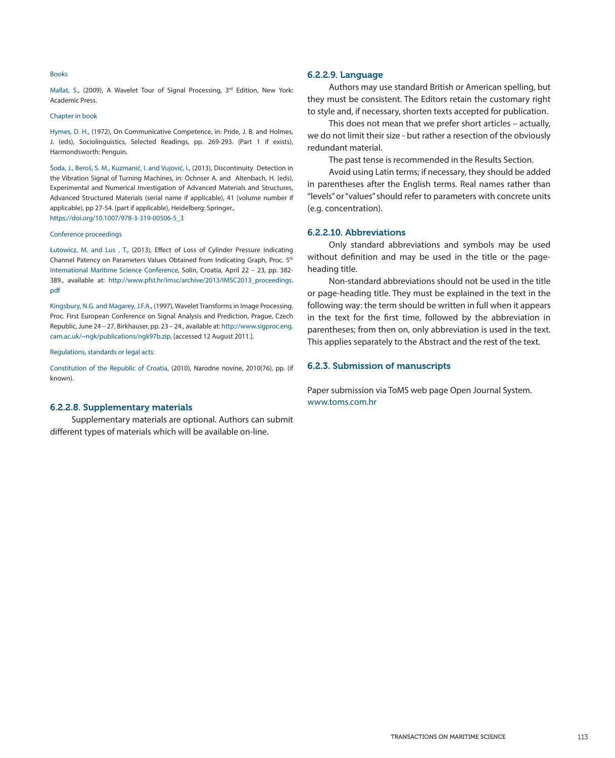Books

Mallat, S., (2009), A Wavelet Tour of Signal Processing, 3rd Edition, New York: Academic Press.

Chapter in book

Hymes, D. H., (1972), On Communicative Competence, in: Pride, J. B. and Holmes, J. (eds), Sociolinguistics, Selected Readings, pp. 269-293. (Part 1 if exists), Harmondsworth: Penguin.

Šoda, J., Beroš, S. M., Kuzmanić, I. and Vujović, I., (2013), Discontinuity Detection in the Vibration Signal of Turning Machines, in: Öchsner A. and Altenbach, H. (eds), Experimental and Numerical Investigation of Advanced Materials and Structures, Advanced Structured Materials (serial name if applicable), 41 (volume number if applicable), pp 27-54. (part if applicable), Heidelberg: Springer., https://doi.org/10.1007/978-3-319-00506-5_3

Conference proceedings

Łutowicz, M. and Lus , T., (2013), Effect of Loss of Cylinder Pressure Indicating Channel Patency on Parameters Values Obtained from Indicating Graph, Proc. 5th International Maritime Science Conference, Solin, Croatia, April 22 – 23, pp. 382-389., available at: http://www.pfst.hr/imsc/archive/2013/IMSC2013_proceedings.pdf

Kingsbury, N.G. and Magarey, J.F.A., (1997), Wavelet Transforms in Image Processing. Proc. First European Conference on Signal Analysis and Prediction, Prague, Czech Republic, June 24 – 27, Birkhauser, pp. 23 – 24., available at: http://www.sigproc.eng.cam.ac.uk/~ngk/publications/ngk97b.zip, [accessed 12 August 2011.].

Regulations, standards or legal acts:

Constitution of the Republic of Croatia, (2010), Narodne novine, 2010(76), pp. (if known).

### 6.2.2.8. Supplementary materials

Supplementary materials are optional. Authors can submit different types of materials which will be available on-line.

### 6.2.2.9. Language

Authors may use standard British or American spelling, but they must be consistent. The Editors retain the customary right to style and, if necessary, shorten texts accepted for publication.

This does not mean that we prefer short articles – actually, we do not limit their size - but rather a resection of the obviously redundant material.

The past tense is recommended in the Results Section.

Avoid using Latin terms; if necessary, they should be added in parentheses after the English terms. Real names rather than "levels" or "values" should refer to parameters with concrete units (e.g. concentration).

### 6.2.2.10. Abbreviations

Only standard abbreviations and symbols may be used without definition and may be used in the title or the page-heading title.

Non-standard abbreviations should not be used in the title or page-heading title. They must be explained in the text in the following way: the term should be written in full when it appears in the text for the first time, followed by the abbreviation in parentheses; from then on, only abbreviation is used in the text. This applies separately to the Abstract and the rest of the text.

### 6.2.3. Submission of manuscripts

Paper submission via ToMS web page Open Journal System.
www.toms.com.hr